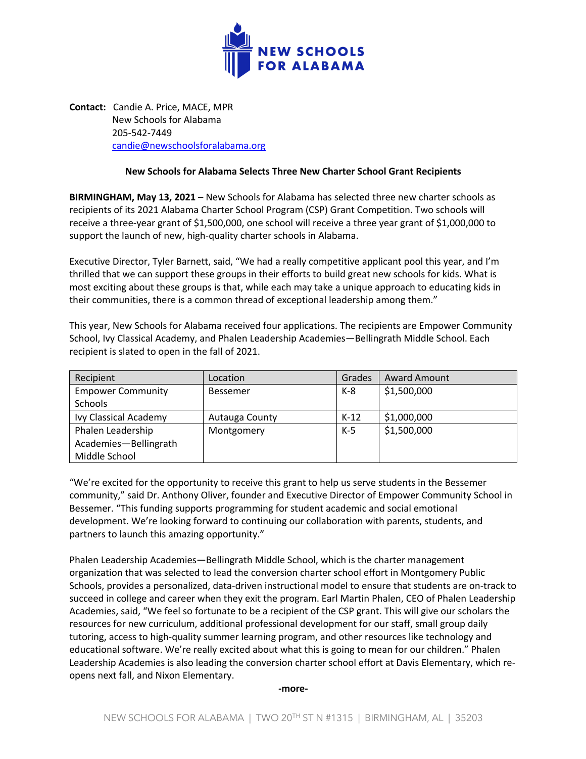**NEW SCHOOLS FOR ALABAMA**

**Contact:** Candie A. Price, MACE, MPR
New Schools for Alabama
205-542-7449
candie@newschoolsforalabama.org

**New Schools for Alabama Selects Three New Charter School Grant Recipients**

**BIRMINGHAM, May 13, 2021** – New Schools for Alabama has selected three new charter schools as recipients of its 2021 Alabama Charter School Program (CSP) Grant Competition. Two schools will receive a three-year grant of $1,500,000, one school will receive a three year grant of $1,000,000 to support the launch of new, high-quality charter schools in Alabama.

Executive Director, Tyler Barnett, said, "We had a really competitive applicant pool this year, and I'm thrilled that we can support these groups in their efforts to build great new schools for kids. What is most exciting about these groups is that, while each may take a unique approach to educating kids in their communities, there is a common thread of exceptional leadership among them."

This year, New Schools for Alabama received four applications. The recipients are Empower Community School, Ivy Classical Academy, and Phalen Leadership Academies—Bellingrath Middle School. Each recipient is slated to open in the fall of 2021.

| Recipient | Location | Grades | Award Amount |
|---|---|---|---|
| Empower Community Schools | Bessemer | K-8 | $1,500,000 |
| Ivy Classical Academy | Autauga County | K-12 | $1,000,000 |
| Phalen Leadership Academies—Bellingrath Middle School | Montgomery | K-5 | $1,500,000 |

"We're excited for the opportunity to receive this grant to help us serve students in the Bessemer community," said Dr. Anthony Oliver, founder and Executive Director of Empower Community School in Bessemer. "This funding supports programming for student academic and social emotional development. We're looking forward to continuing our collaboration with parents, students, and partners to launch this amazing opportunity."

Phalen Leadership Academies—Bellingrath Middle School, which is the charter management organization that was selected to lead the conversion charter school effort in Montgomery Public Schools, provides a personalized, data-driven instructional model to ensure that students are on-track to succeed in college and career when they exit the program. Earl Martin Phalen, CEO of Phalen Leadership Academies, said, "We feel so fortunate to be a recipient of the CSP grant. This will give our scholars the resources for new curriculum, additional professional development for our staff, small group daily tutoring, access to high-quality summer learning program, and other resources like technology and educational software. We're really excited about what this is going to mean for our children." Phalen Leadership Academies is also leading the conversion charter school effort at Davis Elementary, which re-opens next fall, and Nixon Elementary.

-more-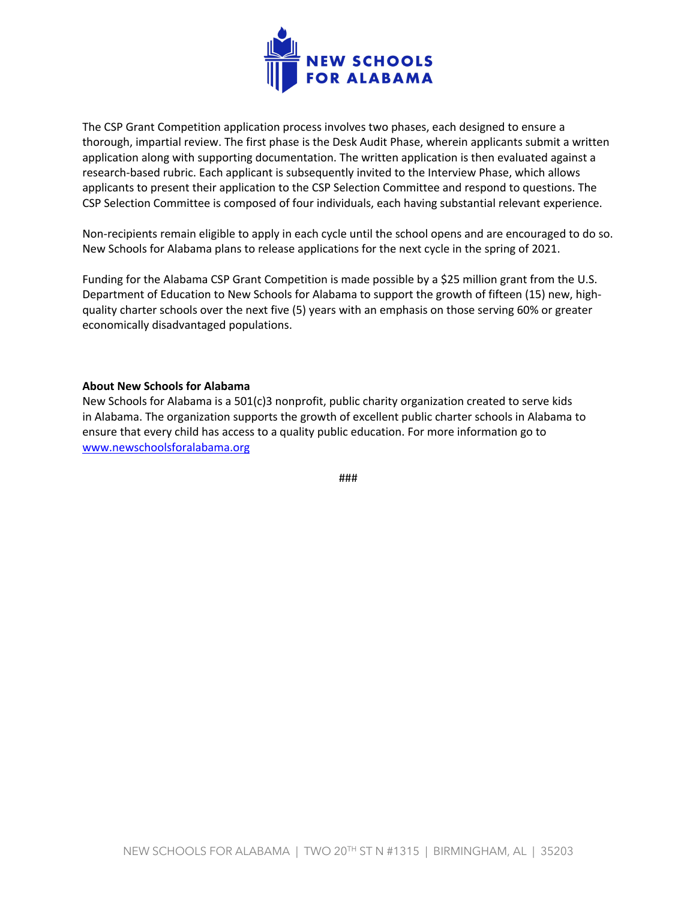The CSP Grant Competition application process involves two phases, each designed to ensure a thorough, impartial review. The first phase is the Desk Audit Phase, wherein applicants submit a written application along with supporting documentation. The written application is then evaluated against a research-based rubric. Each applicant is subsequently invited to the Interview Phase, which allows applicants to present their application to the CSP Selection Committee and respond to questions. The CSP Selection Committee is composed of four individuals, each having substantial relevant experience.

Non-recipients remain eligible to apply in each cycle until the school opens and are encouraged to do so. New Schools for Alabama plans to release applications for the next cycle in the spring of 2021.

Funding for the Alabama CSP Grant Competition is made possible by a $25 million grant from the U.S. Department of Education to New Schools for Alabama to support the growth of fifteen (15) new, high-quality charter schools over the next five (5) years with an emphasis on those serving 60% or greater economically disadvantaged populations.

**About New Schools for Alabama**
New Schools for Alabama is a 501(c)3 nonprofit, public charity organization created to serve kids in Alabama. The organization supports the growth of excellent public charter schools in Alabama to ensure that every child has access to a quality public education. For more information go to [www.newschoolsforalabama.org](http://www.newschoolsforalabama.org)

###